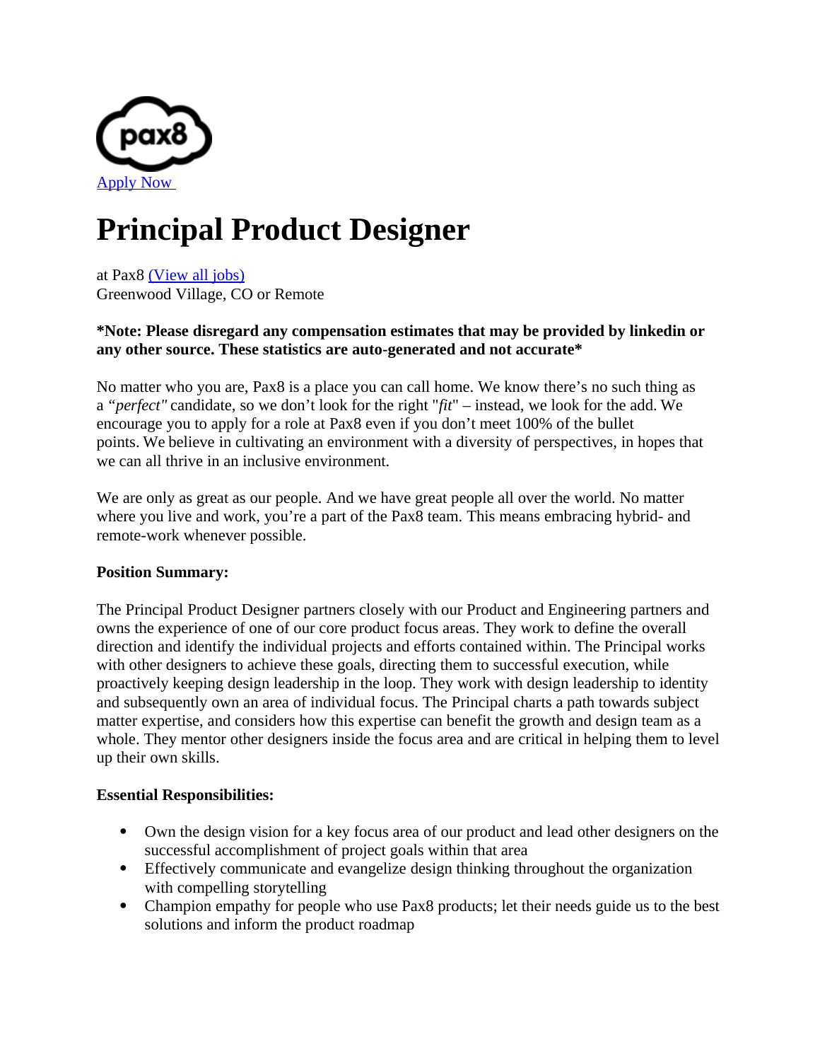[Apply Now](#)

# Principal Product Designer

at Pax8 [(View all jobs)](#)
Greenwood Village, CO or Remote

***Note: Please disregard any compensation estimates that may be provided by linkedin or any other source. These statistics are auto-generated and not accurate***

No matter who you are, Pax8 is a place you can call home. We know there's no such thing as a *"perfect"* candidate, so we don't look for the right "*fit*" – instead, we look for the add. We encourage you to apply for a role at Pax8 even if you don't meet 100% of the bullet points. We believe in cultivating an environment with a diversity of perspectives, in hopes that we can all thrive in an inclusive environment.

We are only as great as our people. And we have great people all over the world. No matter where you live and work, you're a part of the Pax8 team. This means embracing hybrid- and remote-work whenever possible.

**Position Summary:**

The Principal Product Designer partners closely with our Product and Engineering partners and owns the experience of one of our core product focus areas. They work to define the overall direction and identify the individual projects and efforts contained within. The Principal works with other designers to achieve these goals, directing them to successful execution, while proactively keeping design leadership in the loop. They work with design leadership to identity and subsequently own an area of individual focus. The Principal charts a path towards subject matter expertise, and considers how this expertise can benefit the growth and design team as a whole. They mentor other designers inside the focus area and are critical in helping them to level up their own skills.

**Essential Responsibilities:**

- Own the design vision for a key focus area of our product and lead other designers on the successful accomplishment of project goals within that area
- Effectively communicate and evangelize design thinking throughout the organization with compelling storytelling
- Champion empathy for people who use Pax8 products; let their needs guide us to the best solutions and inform the product roadmap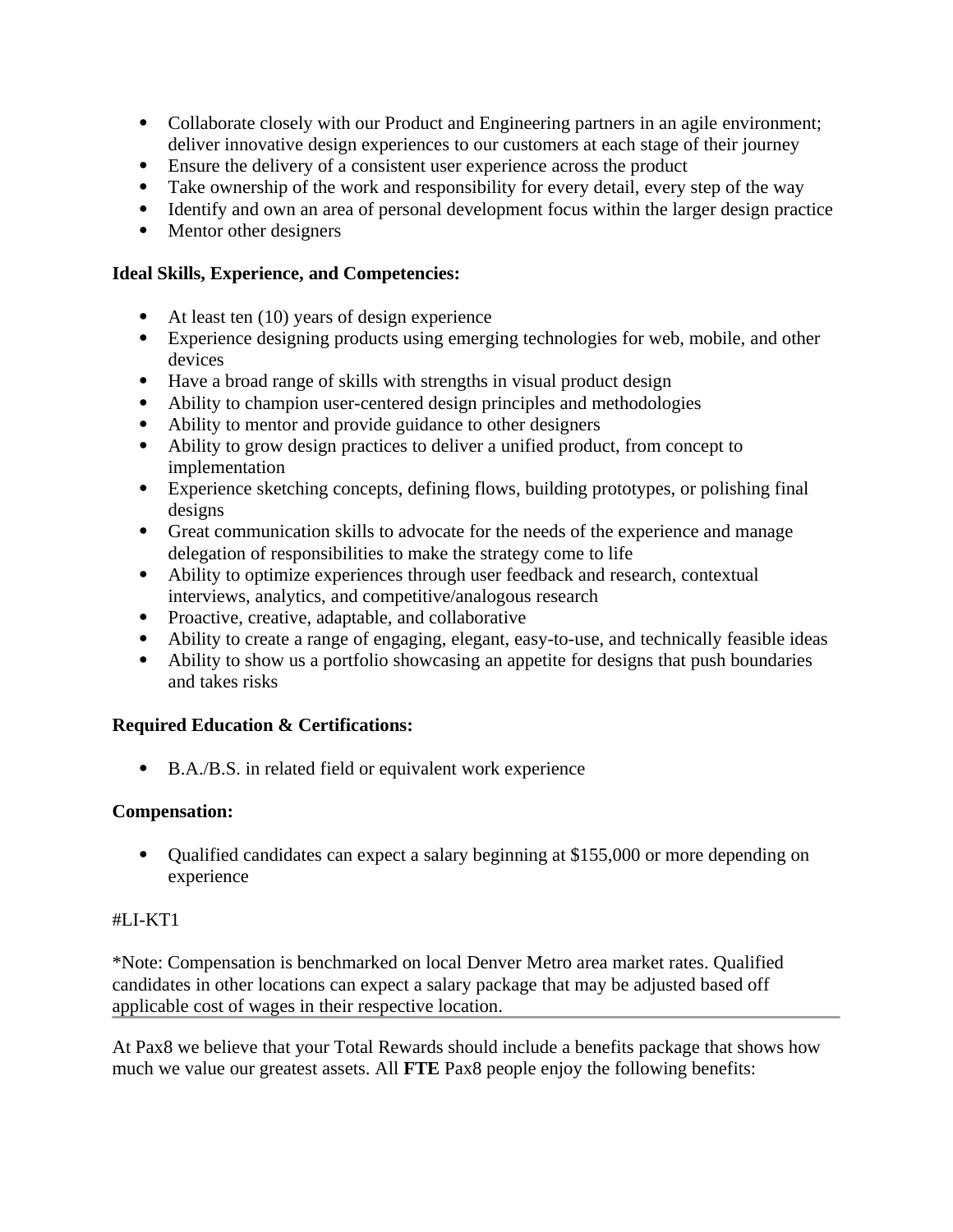- Collaborate closely with our Product and Engineering partners in an agile environment; deliver innovative design experiences to our customers at each stage of their journey
- Ensure the delivery of a consistent user experience across the product
- Take ownership of the work and responsibility for every detail, every step of the way
- Identify and own an area of personal development focus within the larger design practice
- Mentor other designers

**Ideal Skills, Experience, and Competencies:**

- At least ten (10) years of design experience
- Experience designing products using emerging technologies for web, mobile, and other devices
- Have a broad range of skills with strengths in visual product design
- Ability to champion user-centered design principles and methodologies
- Ability to mentor and provide guidance to other designers
- Ability to grow design practices to deliver a unified product, from concept to implementation
- Experience sketching concepts, defining flows, building prototypes, or polishing final designs
- Great communication skills to advocate for the needs of the experience and manage delegation of responsibilities to make the strategy come to life
- Ability to optimize experiences through user feedback and research, contextual interviews, analytics, and competitive/analogous research
- Proactive, creative, adaptable, and collaborative
- Ability to create a range of engaging, elegant, easy-to-use, and technically feasible ideas
- Ability to show us a portfolio showcasing an appetite for designs that push boundaries and takes risks

**Required Education & Certifications:**

- B.A./B.S. in related field or equivalent work experience

**Compensation:**

- Qualified candidates can expect a salary beginning at $155,000 or more depending on experience

#LI-KT1

*Note: Compensation is benchmarked on local Denver Metro area market rates. Qualified candidates in other locations can expect a salary package that may be adjusted based off applicable cost of wages in their respective location.

---

At Pax8 we believe that your Total Rewards should include a benefits package that shows how much we value our greatest assets. All **FTE** Pax8 people enjoy the following benefits: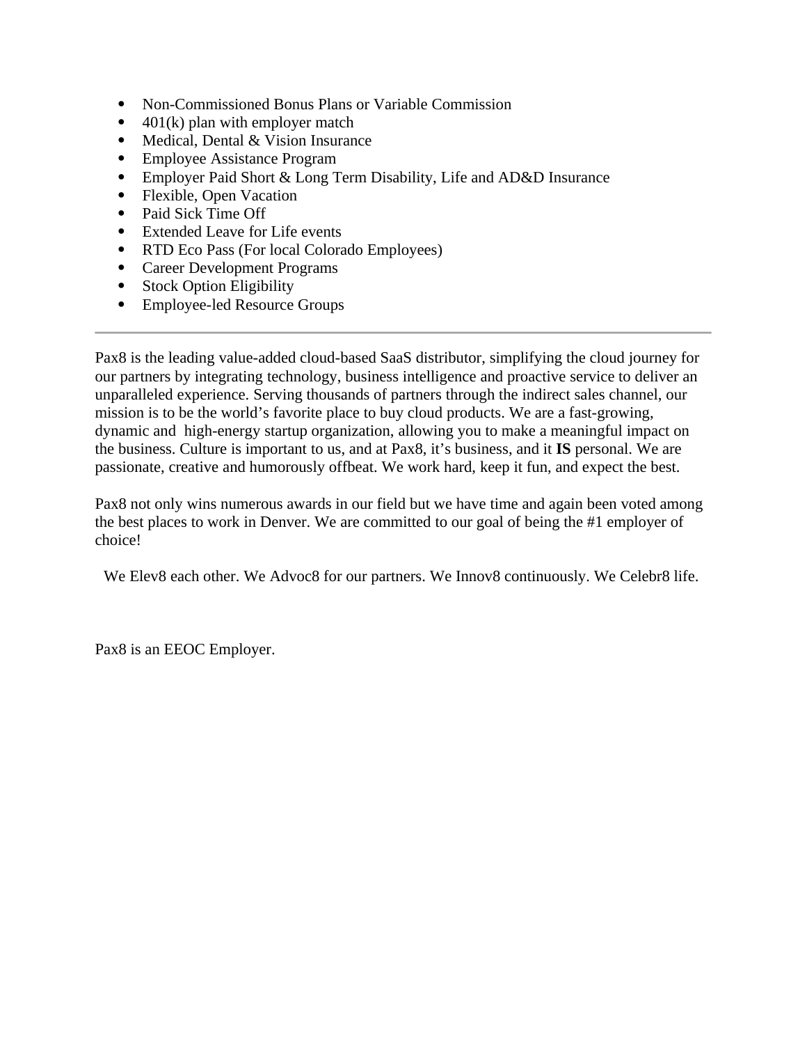- Non-Commissioned Bonus Plans or Variable Commission
- 401(k) plan with employer match
- Medical, Dental & Vision Insurance
- Employee Assistance Program
- Employer Paid Short & Long Term Disability, Life and AD&D Insurance
- Flexible, Open Vacation
- Paid Sick Time Off
- Extended Leave for Life events
- RTD Eco Pass (For local Colorado Employees)
- Career Development Programs
- Stock Option Eligibility
- Employee-led Resource Groups

---

Pax8 is the leading value-added cloud-based SaaS distributor, simplifying the cloud journey for our partners by integrating technology, business intelligence and proactive service to deliver an unparalleled experience. Serving thousands of partners through the indirect sales channel, our mission is to be the world's favorite place to buy cloud products. We are a fast-growing, dynamic and high-energy startup organization, allowing you to make a meaningful impact on the business. Culture is important to us, and at Pax8, it's business, and it **IS** personal. We are passionate, creative and humorously offbeat. We work hard, keep it fun, and expect the best.

Pax8 not only wins numerous awards in our field but we have time and again been voted among the best places to work in Denver. We are committed to our goal of being the #1 employer of choice!

We Elev8 each other. We Advoc8 for our partners. We Innov8 continuously. We Celebr8 life.

Pax8 is an EEOC Employer.